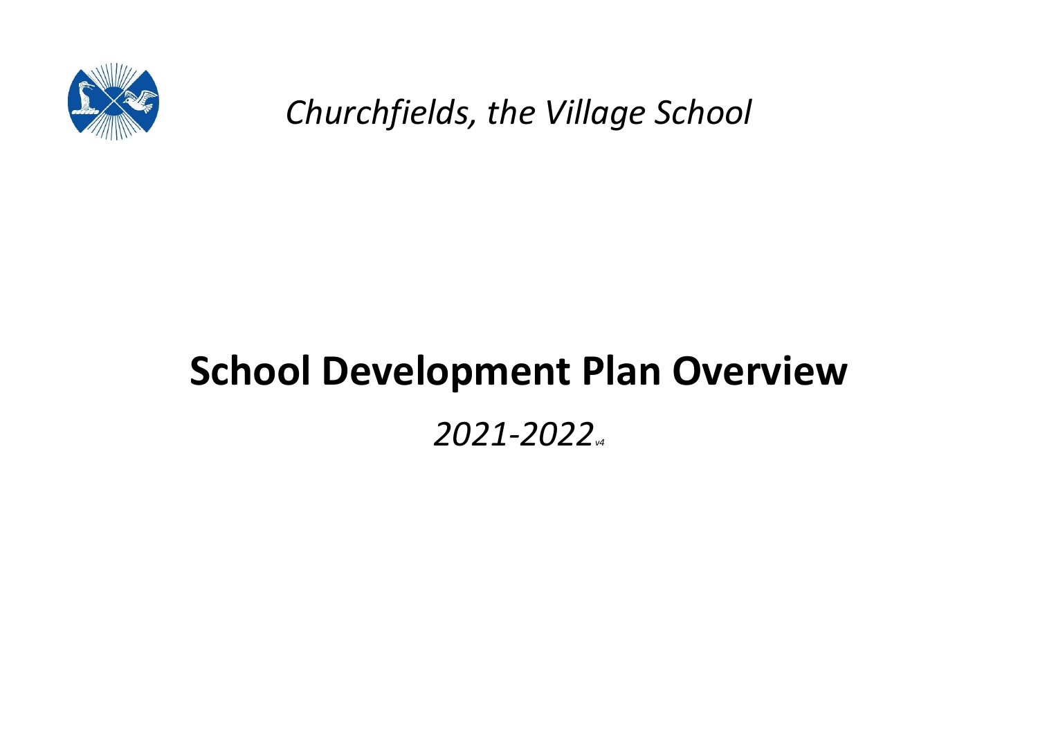*Churchfields, the Village School*

# School Development Plan Overview

*2021-2022* *v4*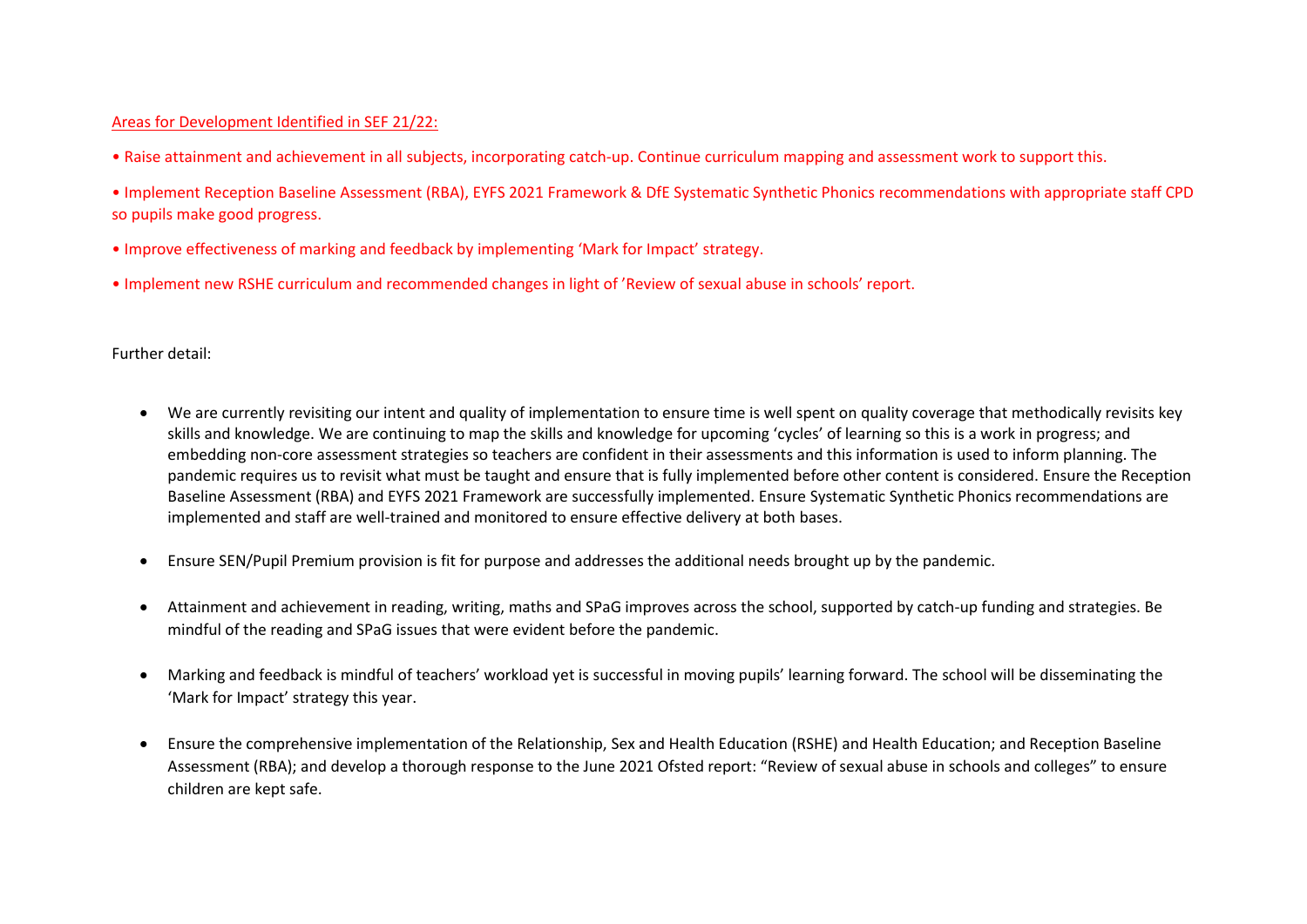Areas for Development Identified in SEF 21/22:

- Raise attainment and achievement in all subjects, incorporating catch-up. Continue curriculum mapping and assessment work to support this.
- Implement Reception Baseline Assessment (RBA), EYFS 2021 Framework & DfE Systematic Synthetic Phonics recommendations with appropriate staff CPD so pupils make good progress.
- Improve effectiveness of marking and feedback by implementing 'Mark for Impact' strategy.
- Implement new RSHE curriculum and recommended changes in light of 'Review of sexual abuse in schools' report.

Further detail:

- We are currently revisiting our intent and quality of implementation to ensure time is well spent on quality coverage that methodically revisits key skills and knowledge. We are continuing to map the skills and knowledge for upcoming 'cycles' of learning so this is a work in progress; and embedding non-core assessment strategies so teachers are confident in their assessments and this information is used to inform planning. The pandemic requires us to revisit what must be taught and ensure that is fully implemented before other content is considered. Ensure the Reception Baseline Assessment (RBA) and EYFS 2021 Framework are successfully implemented. Ensure Systematic Synthetic Phonics recommendations are implemented and staff are well-trained and monitored to ensure effective delivery at both bases.

- Ensure SEN/Pupil Premium provision is fit for purpose and addresses the additional needs brought up by the pandemic.

- Attainment and achievement in reading, writing, maths and SPaG improves across the school, supported by catch-up funding and strategies. Be mindful of the reading and SPaG issues that were evident before the pandemic.

- Marking and feedback is mindful of teachers' workload yet is successful in moving pupils' learning forward. The school will be disseminating the 'Mark for Impact' strategy this year.

- Ensure the comprehensive implementation of the Relationship, Sex and Health Education (RSHE) and Health Education; and Reception Baseline Assessment (RBA); and develop a thorough response to the June 2021 Ofsted report: "Review of sexual abuse in schools and colleges" to ensure children are kept safe.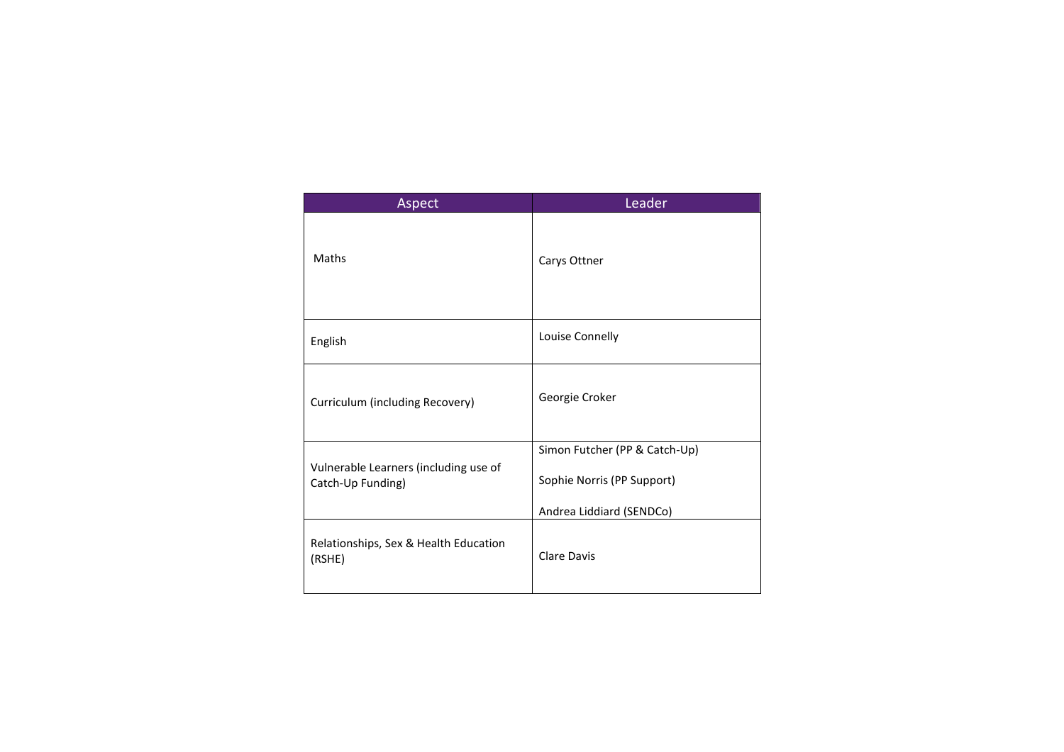| Aspect | Leader |
| --- | --- |
| Maths | Carys Ottner |
| English | Louise Connelly |
| Curriculum (including Recovery) | Georgie Croker |
| Vulnerable Learners (including use of Catch-Up Funding) | Simon Futcher (PP & Catch-Up)<br><br>Sophie Norris (PP Support)<br><br>Andrea Liddiard (SENDCo) |
| Relationships, Sex & Health Education (RSHE) | Clare Davis |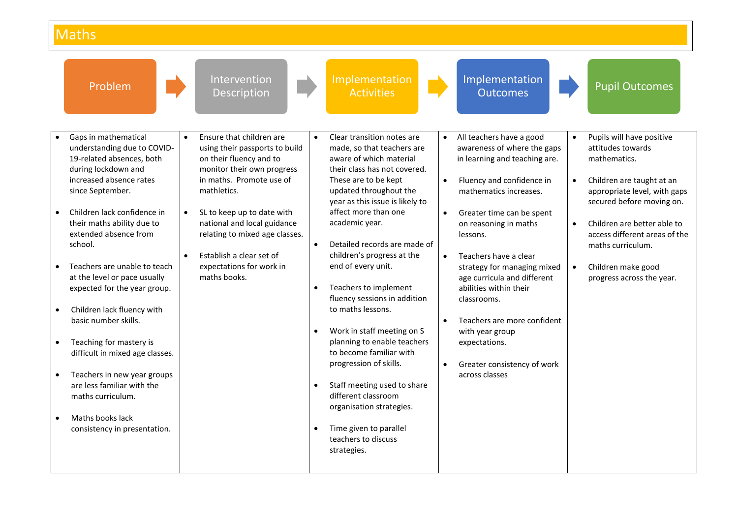# Maths

Problem → Intervention Description → Implementation Activities → Implementation Outcomes → Pupil Outcomes

| Problem | Intervention Description | Implementation Activities | Implementation Outcomes | Pupil Outcomes |
|---|---|---|---|---|
| • Gaps in mathematical understanding due to COVID-19-related absences, both during lockdown and increased absence rates since September.<br><br>• Children lack confidence in their maths ability due to extended absence from school.<br><br>• Teachers are unable to teach at the level or pace usually expected for the year group.<br><br>• Children lack fluency with basic number skills.<br><br>• Teaching for mastery is difficult in mixed age classes.<br><br>• Teachers in new year groups are less familiar with the maths curriculum.<br><br>• Maths books lack consistency in presentation. | • Ensure that children are using their passports to build on their fluency and to monitor their own progress in maths. Promote use of mathletics.<br><br>• SL to keep up to date with national and local guidance relating to mixed age classes.<br><br>• Establish a clear set of expectations for work in maths books. | • Clear transition notes are made, so that teachers are aware of which material their class has not covered. These are to be kept updated throughout the year as this issue is likely to affect more than one academic year.<br><br>• Detailed records are made of children's progress at the end of every unit.<br><br>• Teachers to implement fluency sessions in addition to maths lessons.<br><br>• Work in staff meeting on S planning to enable teachers to become familiar with progression of skills.<br><br>• Staff meeting used to share different classroom organisation strategies.<br><br>• Time given to parallel teachers to discuss strategies. | • All teachers have a good awareness of where the gaps in learning and teaching are.<br><br>• Fluency and confidence in mathematics increases.<br><br>• Greater time can be spent on reasoning in maths lessons.<br><br>• Teachers have a clear strategy for managing mixed age curricula and different abilities within their classrooms.<br><br>• Teachers are more confident with year group expectations.<br><br>• Greater consistency of work across classes | • Pupils will have positive attitudes towards mathematics.<br><br>• Children are taught at an appropriate level, with gaps secured before moving on.<br><br>• Children are better able to access different areas of the maths curriculum.<br><br>• Children make good progress across the year. |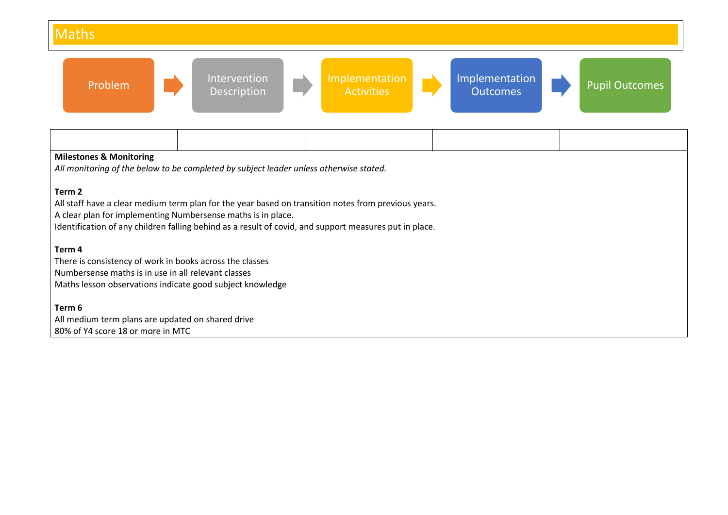## Maths

Problem → Intervention Description → Implementation Activities → Implementation Outcomes → Pupil Outcomes

| | | | | |
|---|---|---|---|---|
| | | | | |

**Milestones & Monitoring**

*All monitoring of the below to be completed by subject leader unless otherwise stated.*

**Term 2**

All staff have a clear medium term plan for the year based on transition notes from previous years.
A clear plan for implementing Numbersense maths is in place.
Identification of any children falling behind as a result of covid, and support measures put in place.

**Term 4**

There is consistency of work in books across the classes
Numbersense maths is in use in all relevant classes
Maths lesson observations indicate good subject knowledge

**Term 6**

All medium term plans are updated on shared drive
80% of Y4 score 18 or more in MTC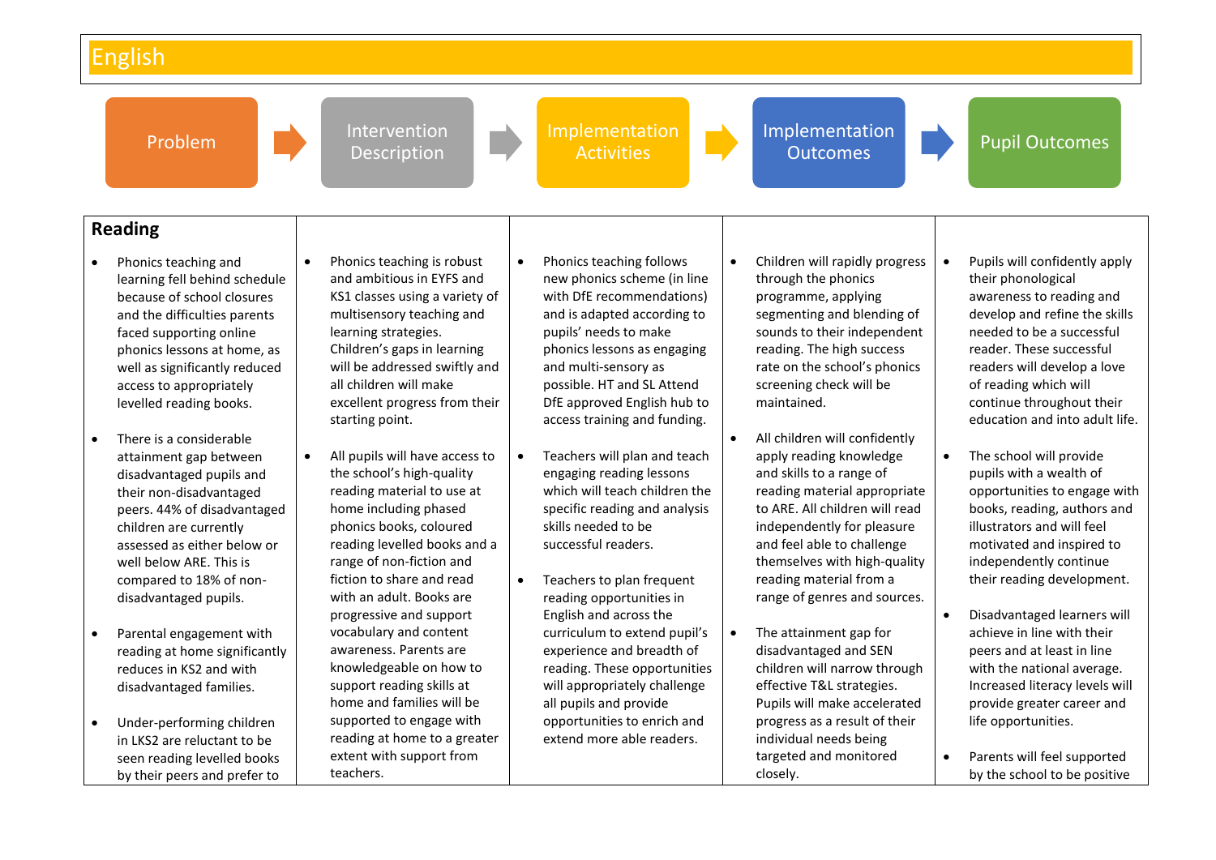# English

Problem → Intervention Description → Implementation Activities → Implementation Outcomes → Pupil Outcomes

## Reading

| Problem | Intervention Description | Implementation Activities | Implementation Outcomes | Pupil Outcomes |
|---|---|---|---|---|
| • Phonics teaching and learning fell behind schedule because of school closures and the difficulties parents faced supporting online phonics lessons at home, as well as significantly reduced access to appropriately levelled reading books.<br><br>• There is a considerable attainment gap between disadvantaged pupils and their non-disadvantaged peers. 44% of disadvantaged children are currently assessed as either below or well below ARE. This is compared to 18% of non-disadvantaged pupils.<br><br>• Parental engagement with reading at home significantly reduces in KS2 and with disadvantaged families.<br><br>• Under-performing children in LKS2 are reluctant to be seen reading levelled books by their peers and prefer to | • Phonics teaching is robust and ambitious in EYFS and KS1 classes using a variety of multisensory teaching and learning strategies. Children's gaps in learning will be addressed swiftly and all children will make excellent progress from their starting point.<br><br>• All pupils will have access to the school's high-quality reading material to use at home including phased phonics books, coloured reading levelled books and a range of non-fiction and fiction to share and read with an adult. Books are progressive and support vocabulary and content awareness. Parents are knowledgeable on how to support reading skills at home and families will be supported to engage with reading at home to a greater extent with support from teachers. | • Phonics teaching follows new phonics scheme (in line with DfE recommendations) and is adapted according to pupils' needs to make phonics lessons as engaging and multi-sensory as possible. HT and SL Attend DfE approved English hub to access training and funding.<br><br>• Teachers will plan and teach engaging reading lessons which will teach children the specific reading and analysis skills needed to be successful readers.<br><br>• Teachers to plan frequent reading opportunities in English and across the curriculum to extend pupil's experience and breadth of reading. These opportunities will appropriately challenge all pupils and provide opportunities to enrich and extend more able readers. | • Children will rapidly progress through the phonics programme, applying segmenting and blending of sounds to their independent reading. The high success rate on the school's phonics screening check will be maintained.<br><br>• All children will confidently apply reading knowledge and skills to a range of reading material appropriate to ARE. All children will read independently for pleasure and feel able to challenge themselves with high-quality reading material from a range of genres and sources.<br><br>• The attainment gap for disadvantaged and SEN children will narrow through effective T&L strategies. Pupils will make accelerated progress as a result of their individual needs being targeted and monitored closely. | • Pupils will confidently apply their phonological awareness to reading and develop and refine the skills needed to be a successful reader. These successful readers will develop a love of reading which will continue throughout their education and into adult life.<br><br>• The school will provide pupils with a wealth of opportunities to engage with books, reading, authors and illustrators and will feel motivated and inspired to independently continue their reading development.<br><br>• Disadvantaged learners will achieve in line with their peers and at least in line with the national average. Increased literacy levels will provide greater career and life opportunities.<br><br>• Parents will feel supported by the school to be positive |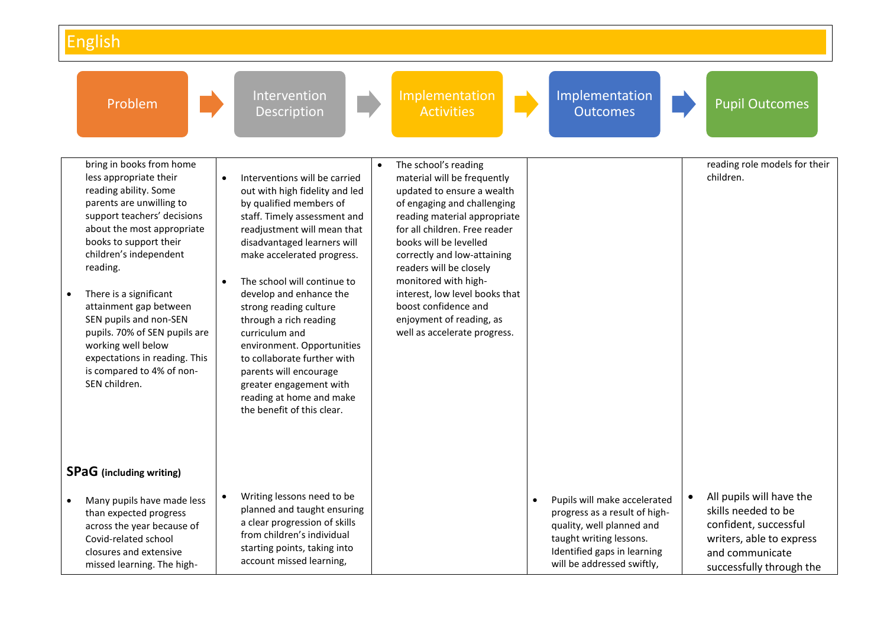# English

| Problem | Intervention Description | Implementation Activities | Implementation Outcomes | Pupil Outcomes |
|---|---|---|---|---|
| bring in books from home less appropriate their reading ability. Some parents are unwilling to support teachers' decisions about the most appropriate books to support their children's independent reading.<br><br>• There is a significant attainment gap between SEN pupils and non-SEN pupils. 70% of SEN pupils are working well below expectations in reading. This is compared to 4% of non-SEN children. | • Interventions will be carried out with high fidelity and led by qualified members of staff. Timely assessment and readjustment will mean that disadvantaged learners will make accelerated progress.<br><br>• The school will continue to develop and enhance the strong reading culture through a rich reading curriculum and environment. Opportunities to collaborate further with parents will encourage greater engagement with reading at home and make the benefit of this clear. | • The school's reading material will be frequently updated to ensure a wealth of engaging and challenging reading material appropriate for all children. Free reader books will be levelled correctly and low-attaining readers will be closely monitored with high-interest, low level books that boost confidence and enjoyment of reading, as well as accelerate progress. | | reading role models for their children. |
| **SPaG** **(including writing)**<br><br>• Many pupils have made less than expected progress across the year because of Covid-related school closures and extensive missed learning. The high- | • Writing lessons need to be planned and taught ensuring a clear progression of skills from children's individual starting points, taking into account missed learning, | | • Pupils will make accelerated progress as a result of high-quality, well planned and taught writing lessons. Identified gaps in learning will be addressed swiftly, | • All pupils will have the skills needed to be confident, successful writers, able to express and communicate successfully through the |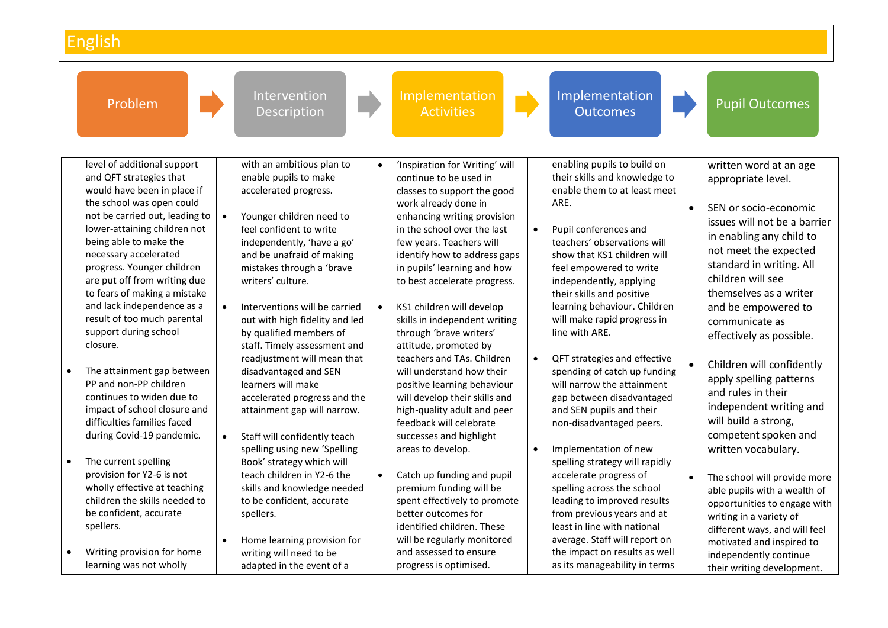## English

| Problem | Intervention Description | Implementation Activities | Implementation Outcomes | Pupil Outcomes |
|---|---|---|---|---|
| level of additional support and QFT strategies that would have been in place if the school was open could not be carried out, leading to lower-attaining children not being able to make the necessary accelerated progress. Younger children are put off from writing due to fears of making a mistake and lack independence as a result of too much parental support during school closure.<br><br>• The attainment gap between PP and non-PP children continues to widen due to impact of school closure and difficulties families faced during Covid-19 pandemic.<br><br>• The current spelling provision for Y2-6 is not wholly effective at teaching children the skills needed to be confident, accurate spellers.<br><br>• Writing provision for home learning was not wholly | with an ambitious plan to enable pupils to make accelerated progress.<br><br>• Younger children need to feel confident to write independently, 'have a go' and be unafraid of making mistakes through a 'brave writers' culture.<br><br>• Interventions will be carried out with high fidelity and led by qualified members of staff. Timely assessment and readjustment will mean that disadvantaged and SEN learners will make accelerated progress and the attainment gap will narrow.<br><br>• Staff will confidently teach spelling using new 'Spelling Book' strategy which will teach children in Y2-6 the skills and knowledge needed to be confident, accurate spellers.<br><br>• Home learning provision for writing will need to be adapted in the event of a | • 'Inspiration for Writing' will continue to be used in classes to support the good work already done in enhancing writing provision in the school over the last few years. Teachers will identify how to address gaps in pupils' learning and how to best accelerate progress.<br><br>• KS1 children will develop skills in independent writing through 'brave writers' attitude, promoted by teachers and TAs. Children will understand how their positive learning behaviour will develop their skills and high-quality adult and peer feedback will celebrate successes and highlight areas to develop.<br><br>• Catch up funding and pupil premium funding will be spent effectively to promote better outcomes for identified children. These will be regularly monitored and assessed to ensure progress is optimised. | enabling pupils to build on their skills and knowledge to enable them to at least meet ARE.<br><br>• Pupil conferences and teachers' observations will show that KS1 children will feel empowered to write independently, applying their skills and positive learning behaviour. Children will make rapid progress in line with ARE.<br><br>• QFT strategies and effective spending of catch up funding will narrow the attainment gap between disadvantaged and SEN pupils and their non-disadvantaged peers.<br><br>• Implementation of new spelling strategy will rapidly accelerate progress of spelling across the school leading to improved results from previous years and at least in line with national average. Staff will report on the impact on results as well as its manageability in terms | written word at an age appropriate level.<br><br>• SEN or socio-economic issues will not be a barrier in enabling any child to not meet the expected standard in writing. All children will see themselves as a writer and be empowered to communicate as effectively as possible.<br><br>• Children will confidently apply spelling patterns and rules in their independent writing and will build a strong, competent spoken and written vocabulary.<br><br>• The school will provide more able pupils with a wealth of opportunities to engage with writing in a variety of different ways, and will feel motivated and inspired to independently continue their writing development. |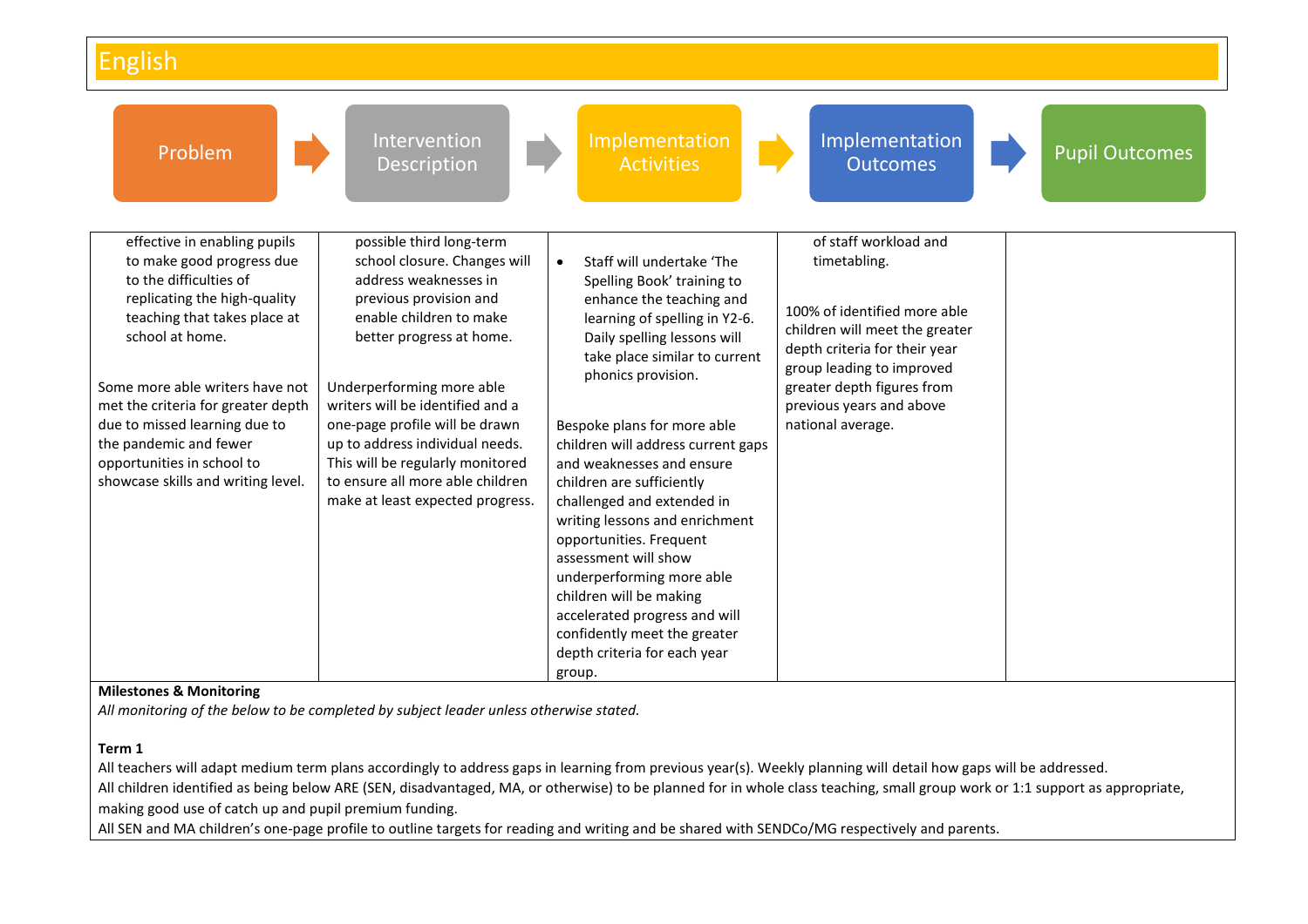# English

| Problem | Intervention Description | Implementation Activities | Implementation Outcomes | Pupil Outcomes |
|---|---|---|---|---|
| effective in enabling pupils to make good progress due to the difficulties of replicating the high-quality teaching that takes place at school at home.<br><br>Some more able writers have not met the criteria for greater depth due to missed learning due to the pandemic and fewer opportunities in school to showcase skills and writing level. | possible third long-term school closure. Changes will address weaknesses in previous provision and enable children to make better progress at home.<br><br>Underperforming more able writers will be identified and a one-page profile will be drawn up to address individual needs. This will be regularly monitored to ensure all more able children make at least expected progress. | • Staff will undertake 'The Spelling Book' training to enhance the teaching and learning of spelling in Y2-6. Daily spelling lessons will take place similar to current phonics provision.<br><br>Bespoke plans for more able children will address current gaps and weaknesses and ensure children are sufficiently challenged and extended in writing lessons and enrichment opportunities. Frequent assessment will show underperforming more able children will be making accelerated progress and will confidently meet the greater depth criteria for each year group. | of staff workload and timetabling.<br><br>100% of identified more able children will meet the greater depth criteria for their year group leading to improved greater depth figures from previous years and above national average. | |

**Milestones & Monitoring**

*All monitoring of the below to be completed by subject leader unless otherwise stated.*

**Term 1**

All teachers will adapt medium term plans accordingly to address gaps in learning from previous year(s). Weekly planning will detail how gaps will be addressed.

All children identified as being below ARE (SEN, disadvantaged, MA, or otherwise) to be planned for in whole class teaching, small group work or 1:1 support as appropriate, making good use of catch up and pupil premium funding.

All SEN and MA children's one-page profile to outline targets for reading and writing and be shared with SENDCo/MG respectively and parents.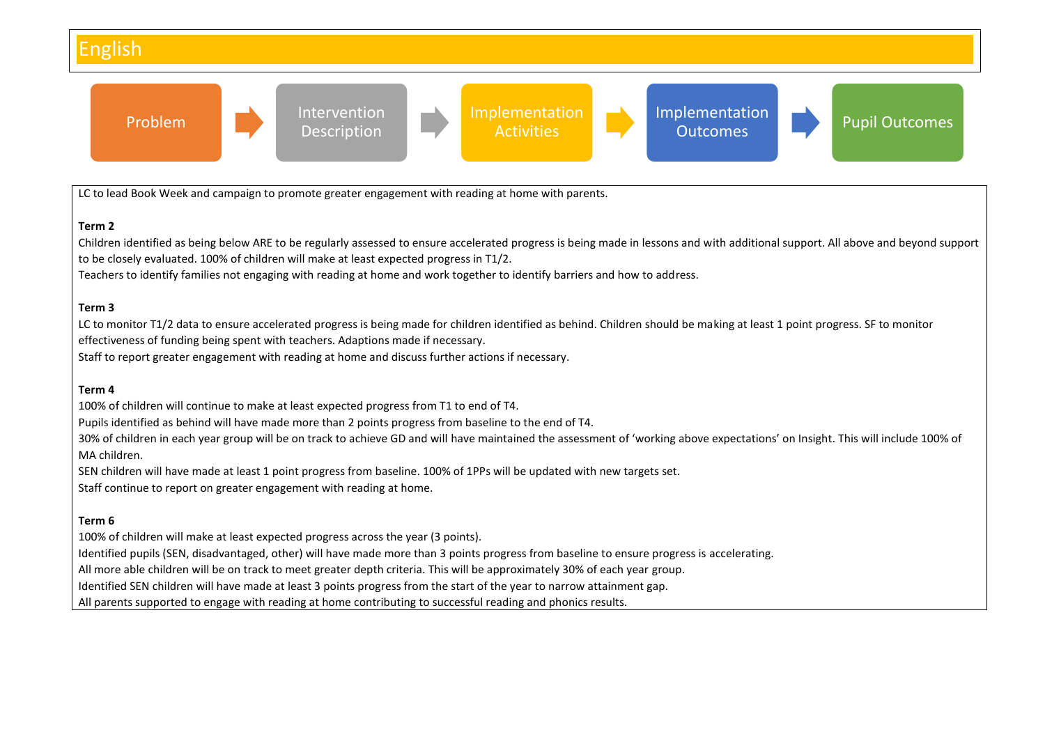# English

Problem → Intervention Description → Implementation Activities → Implementation Outcomes → Pupil Outcomes

LC to lead Book Week and campaign to promote greater engagement with reading at home with parents.

**Term 2**

Children identified as being below ARE to be regularly assessed to ensure accelerated progress is being made in lessons and with additional support. All above and beyond support to be closely evaluated. 100% of children will make at least expected progress in T1/2.

Teachers to identify families not engaging with reading at home and work together to identify barriers and how to address.

**Term 3**

LC to monitor T1/2 data to ensure accelerated progress is being made for children identified as behind. Children should be making at least 1 point progress. SF to monitor effectiveness of funding being spent with teachers. Adaptions made if necessary.

Staff to report greater engagement with reading at home and discuss further actions if necessary.

**Term 4**

100% of children will continue to make at least expected progress from T1 to end of T4.

Pupils identified as behind will have made more than 2 points progress from baseline to the end of T4.

30% of children in each year group will be on track to achieve GD and will have maintained the assessment of 'working above expectations' on Insight. This will include 100% of MA children.

SEN children will have made at least 1 point progress from baseline. 100% of 1PPs will be updated with new targets set.

Staff continue to report on greater engagement with reading at home.

**Term 6**

100% of children will make at least expected progress across the year (3 points).

Identified pupils (SEN, disadvantaged, other) will have made more than 3 points progress from baseline to ensure progress is accelerating.

All more able children will be on track to meet greater depth criteria. This will be approximately 30% of each year group.

Identified SEN children will have made at least 3 points progress from the start of the year to narrow attainment gap.

All parents supported to engage with reading at home contributing to successful reading and phonics results.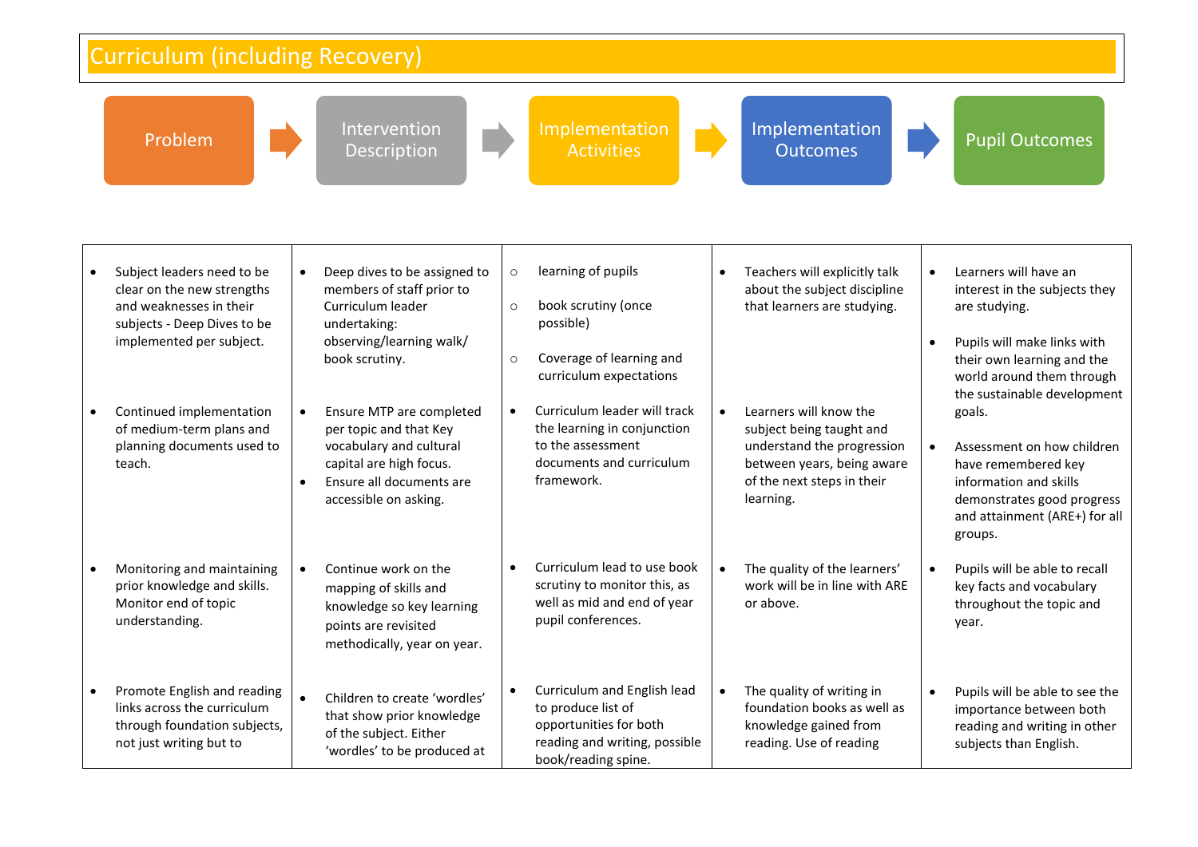# Curriculum (including Recovery)

| Problem | Intervention Description | Implementation Activities | Implementation Outcomes | Pupil Outcomes |
|---|---|---|---|---|
| • Subject leaders need to be clear on the new strengths and weaknesses in their subjects - Deep Dives to be implemented per subject. | • Deep dives to be assigned to members of staff prior to Curriculum leader undertaking: observing/learning walk/ book scrutiny. | ○ learning of pupils<br>○ book scrutiny (once possible)<br>○ Coverage of learning and curriculum expectations | • Teachers will explicitly talk about the subject discipline that learners are studying. | • Learners will have an interest in the subjects they are studying.<br>• Pupils will make links with their own learning and the world around them through the sustainable development goals. |
| • Continued implementation of medium-term plans and planning documents used to teach. | • Ensure MTP are completed per topic and that Key vocabulary and cultural capital are high focus.<br>• Ensure all documents are accessible on asking. | • Curriculum leader will track the learning in conjunction to the assessment documents and curriculum framework. | • Learners will know the subject being taught and understand the progression between years, being aware of the next steps in their learning. | • Assessment on how children have remembered key information and skills demonstrates good progress and attainment (ARE+) for all groups. |
| • Monitoring and maintaining prior knowledge and skills. Monitor end of topic understanding. | • Continue work on the mapping of skills and knowledge so key learning points are revisited methodically, year on year. | • Curriculum lead to use book scrutiny to monitor this, as well as mid and end of year pupil conferences. | • The quality of the learners' work will be in line with ARE or above. | • Pupils will be able to recall key facts and vocabulary throughout the topic and year. |
| • Promote English and reading links across the curriculum through foundation subjects, not just writing but to | • Children to create 'wordles' that show prior knowledge of the subject. Either 'wordles' to be produced at | • Curriculum and English lead to produce list of opportunities for both reading and writing, possible book/reading spine. | • The quality of writing in foundation books as well as knowledge gained from reading. Use of reading | • Pupils will be able to see the importance between both reading and writing in other subjects than English. |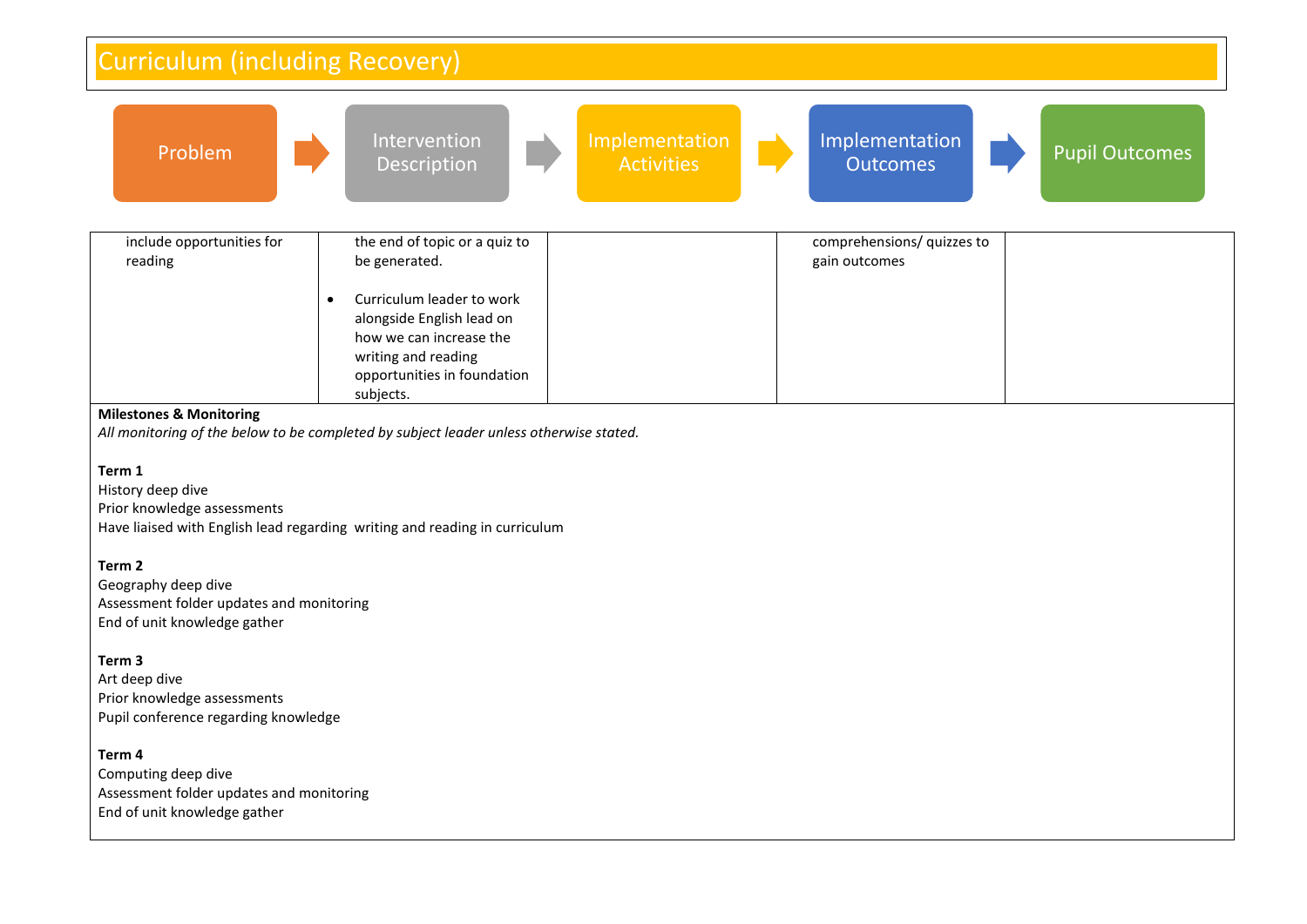# Curriculum (including Recovery)

Problem → Intervention Description → Implementation Activities → Implementation Outcomes → Pupil Outcomes

| Problem | Intervention Description | Implementation Activities | Implementation Outcomes | Pupil Outcomes |
|---|---|---|---|---|
| include opportunities for reading | the end of topic or a quiz to be generated.<br><br>• Curriculum leader to work alongside English lead on how we can increase the writing and reading opportunities in foundation subjects. | | comprehensions/ quizzes to gain outcomes | |

**Milestones & Monitoring**

*All monitoring of the below to be completed by subject leader unless otherwise stated.*

**Term 1**
History deep dive
Prior knowledge assessments
Have liaised with English lead regarding writing and reading in curriculum

**Term 2**
Geography deep dive
Assessment folder updates and monitoring
End of unit knowledge gather

**Term 3**
Art deep dive
Prior knowledge assessments
Pupil conference regarding knowledge

**Term 4**
Computing deep dive
Assessment folder updates and monitoring
End of unit knowledge gather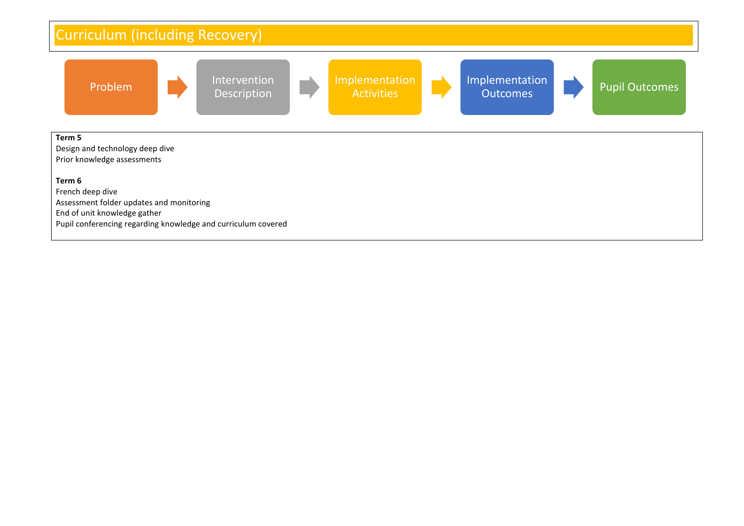# Curriculum (including Recovery)

Problem → Intervention Description → Implementation Activities → Implementation Outcomes → Pupil Outcomes

**Term 5**
Design and technology deep dive
Prior knowledge assessments

**Term 6**
French deep dive
Assessment folder updates and monitoring
End of unit knowledge gather
Pupil conferencing regarding knowledge and curriculum covered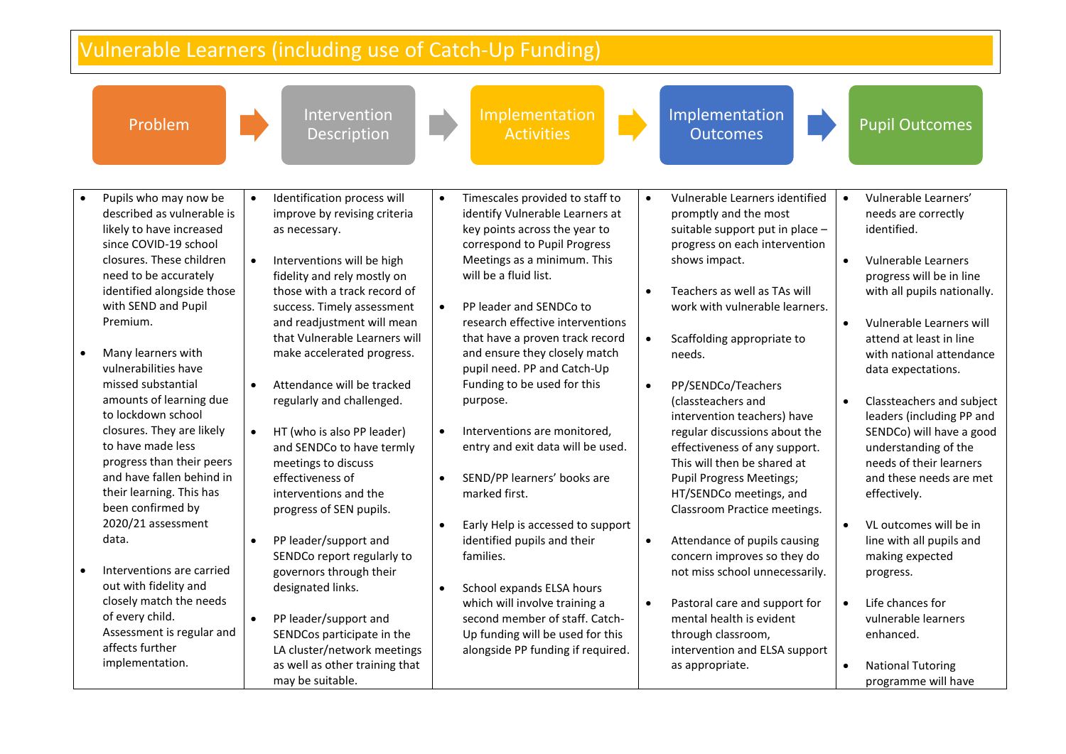# Vulnerable Learners (including use of Catch-Up Funding)

| Problem | Intervention Description | Implementation Activities | Implementation Outcomes | Pupil Outcomes |
|---|---|---|---|---|
| • Pupils who may now be described as vulnerable is likely to have increased since COVID-19 school closures. These children need to be accurately identified alongside those with SEND and Pupil Premium.<br><br>• Many learners with vulnerabilities have missed substantial amounts of learning due to lockdown school closures. They are likely to have made less progress than their peers and have fallen behind in their learning. This has been confirmed by 2020/21 assessment data.<br><br>• Interventions are carried out with fidelity and closely match the needs of every child. Assessment is regular and affects further implementation. | • Identification process will improve by revising criteria as necessary.<br><br>• Interventions will be high fidelity and rely mostly on those with a track record of success. Timely assessment and readjustment will mean that Vulnerable Learners will make accelerated progress.<br><br>• Attendance will be tracked regularly and challenged.<br><br>• HT (who is also PP leader) and SENDCo to have termly meetings to discuss effectiveness of interventions and the progress of SEN pupils.<br><br>• PP leader/support and SENDCo report regularly to governors through their designated links.<br><br>• PP leader/support and SENDCos participate in the LA cluster/network meetings as well as other training that may be suitable. | • Timescales provided to staff to identify Vulnerable Learners at key points across the year to correspond to Pupil Progress Meetings as a minimum. This will be a fluid list.<br><br>• PP leader and SENDCo to research effective interventions that have a proven track record and ensure they closely match pupil need. PP and Catch-Up Funding to be used for this purpose.<br><br>• Interventions are monitored, entry and exit data will be used.<br><br>• SEND/PP learners' books are marked first.<br><br>• Early Help is accessed to support identified pupils and their families.<br><br>• School expands ELSA hours which will involve training a second member of staff. Catch-Up funding will be used for this alongside PP funding if required. | • Vulnerable Learners identified promptly and the most suitable support put in place – progress on each intervention shows impact.<br><br>• Teachers as well as TAs will work with vulnerable learners.<br><br>• Scaffolding appropriate to needs.<br><br>• PP/SENDCo/Teachers (classteachers and intervention teachers) have regular discussions about the effectiveness of any support. This will then be shared at Pupil Progress Meetings; HT/SENDCo meetings, and Classroom Practice meetings.<br><br>• Attendance of pupils causing concern improves so they do not miss school unnecessarily.<br><br>• Pastoral care and support for mental health is evident through classroom, intervention and ELSA support as appropriate. | • Vulnerable Learners' needs are correctly identified.<br><br>• Vulnerable Learners progress will be in line with all pupils nationally.<br><br>• Vulnerable Learners will attend at least in line with national attendance data expectations.<br><br>• Classteachers and subject leaders (including PP and SENDCo) will have a good understanding of the needs of their learners and these needs are met effectively.<br><br>• VL outcomes will be in line with all pupils and making expected progress.<br><br>• Life chances for vulnerable learners enhanced.<br><br>• National Tutoring programme will have |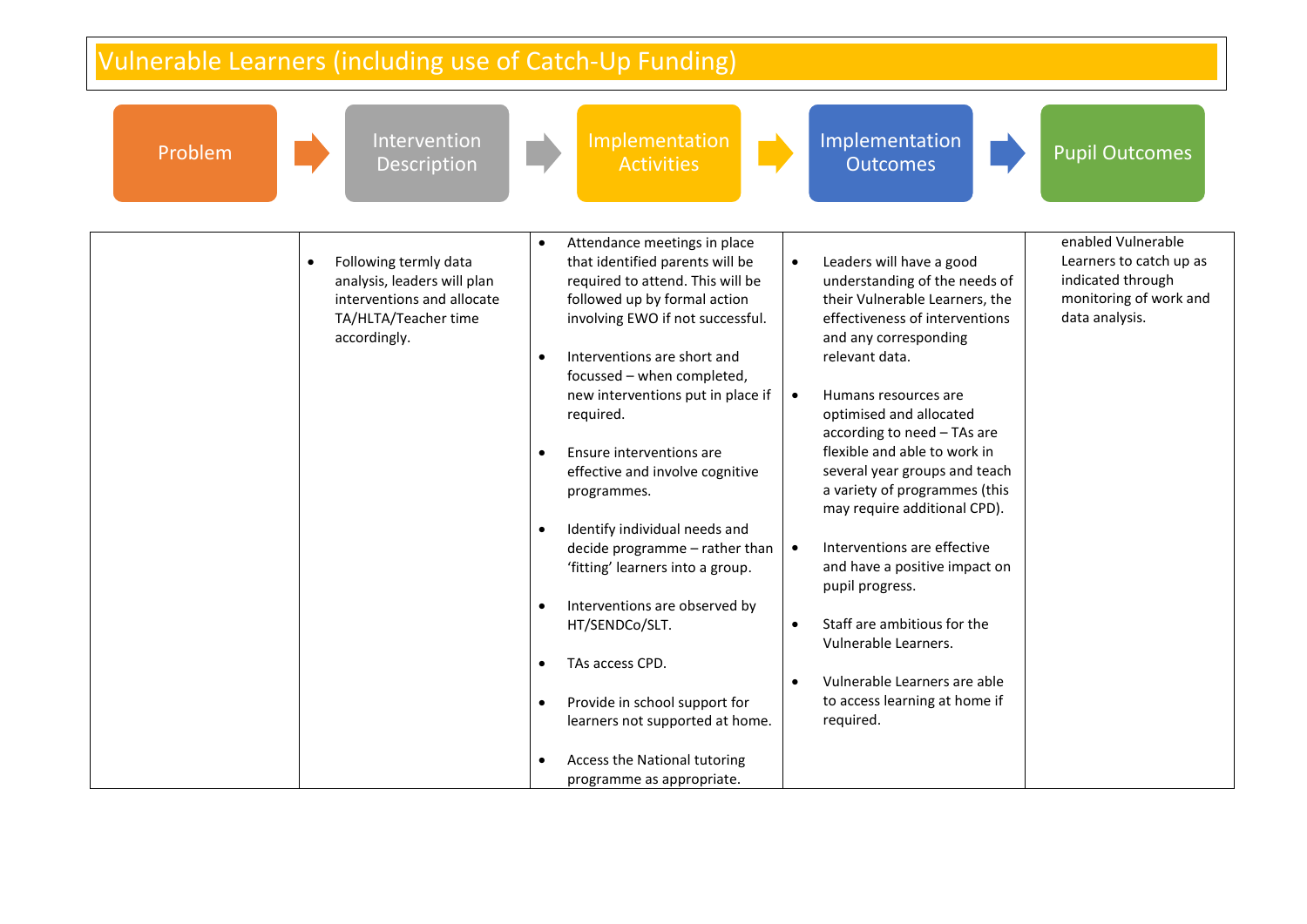## Vulnerable Learners (including use of Catch-Up Funding)

| Problem | Intervention Description | Implementation Activities | Implementation Outcomes | Pupil Outcomes |
|---|---|---|---|---|
| | • Following termly data analysis, leaders will plan interventions and allocate TA/HLTA/Teacher time accordingly. | • Attendance meetings in place that identified parents will be required to attend. This will be followed up by formal action involving EWO if not successful.<br><br>• Interventions are short and focussed – when completed, new interventions put in place if required.<br><br>• Ensure interventions are effective and involve cognitive programmes.<br><br>• Identify individual needs and decide programme – rather than 'fitting' learners into a group.<br><br>• Interventions are observed by HT/SENDCo/SLT.<br><br>• TAs access CPD.<br><br>• Provide in school support for learners not supported at home.<br><br>• Access the National tutoring programme as appropriate. | • Leaders will have a good understanding of the needs of their Vulnerable Learners, the effectiveness of interventions and any corresponding relevant data.<br><br>• Humans resources are optimised and allocated according to need – TAs are flexible and able to work in several year groups and teach a variety of programmes (this may require additional CPD).<br><br>• Interventions are effective and have a positive impact on pupil progress.<br><br>• Staff are ambitious for the Vulnerable Learners.<br><br>• Vulnerable Learners are able to access learning at home if required. | enabled Vulnerable Learners to catch up as indicated through monitoring of work and data analysis. |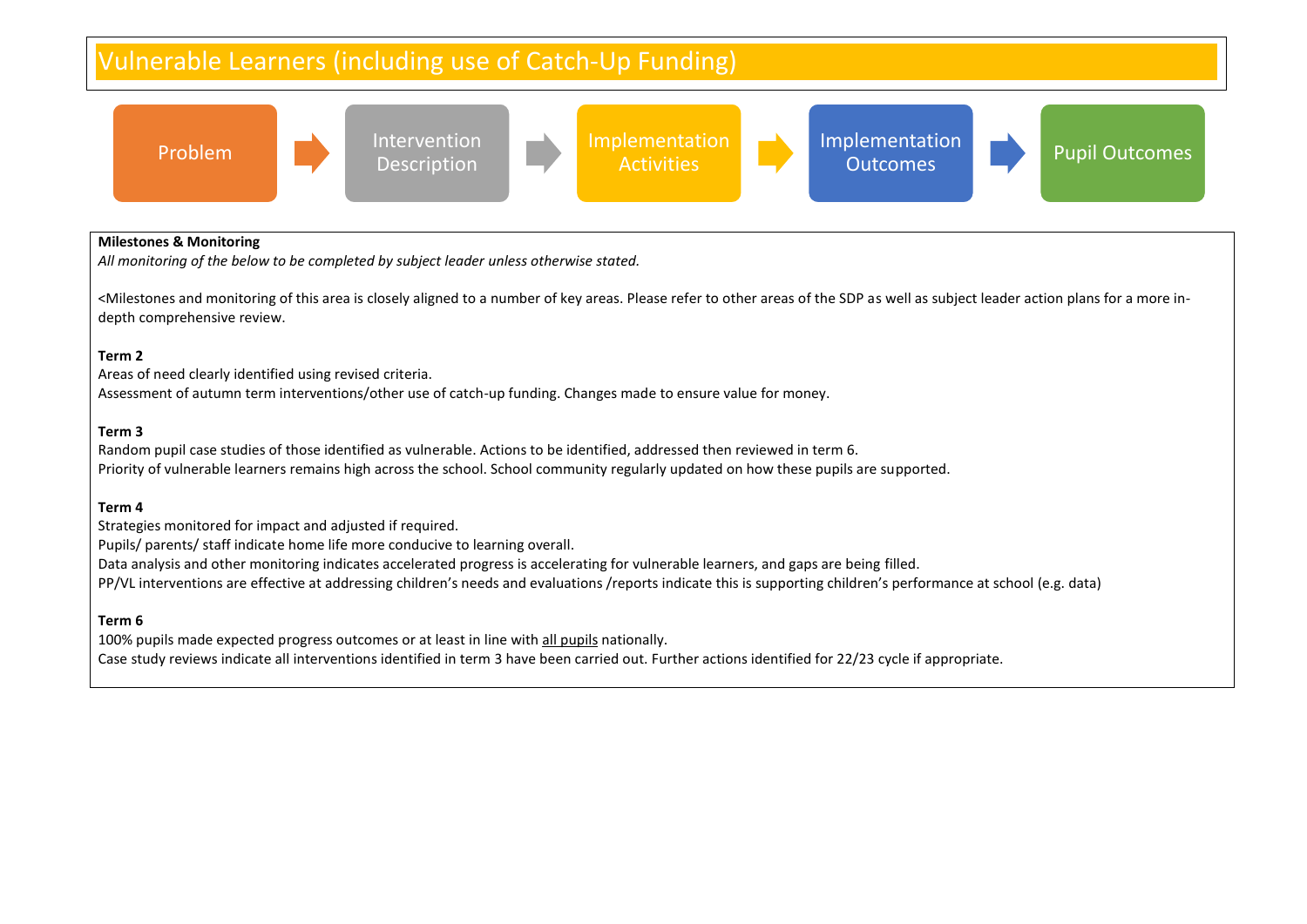# Vulnerable Learners (including use of Catch-Up Funding)

Problem → Intervention Description → Implementation Activities → Implementation Outcomes → Pupil Outcomes

**Milestones & Monitoring**

*All monitoring of the below to be completed by subject leader unless otherwise stated.*

<Milestones and monitoring of this area is closely aligned to a number of key areas. Please refer to other areas of the SDP as well as subject leader action plans for a more in-depth comprehensive review.

**Term 2**

Areas of need clearly identified using revised criteria.

Assessment of autumn term interventions/other use of catch-up funding. Changes made to ensure value for money.

**Term 3**

Random pupil case studies of those identified as vulnerable. Actions to be identified, addressed then reviewed in term 6.

Priority of vulnerable learners remains high across the school. School community regularly updated on how these pupils are supported.

**Term 4**

Strategies monitored for impact and adjusted if required.

Pupils/ parents/ staff indicate home life more conducive to learning overall.

Data analysis and other monitoring indicates accelerated progress is accelerating for vulnerable learners, and gaps are being filled.

PP/VL interventions are effective at addressing children's needs and evaluations /reports indicate this is supporting children's performance at school (e.g. data)

**Term 6**

100% pupils made expected progress outcomes or at least in line with <u>all pupils</u> nationally.

Case study reviews indicate all interventions identified in term 3 have been carried out. Further actions identified for 22/23 cycle if appropriate.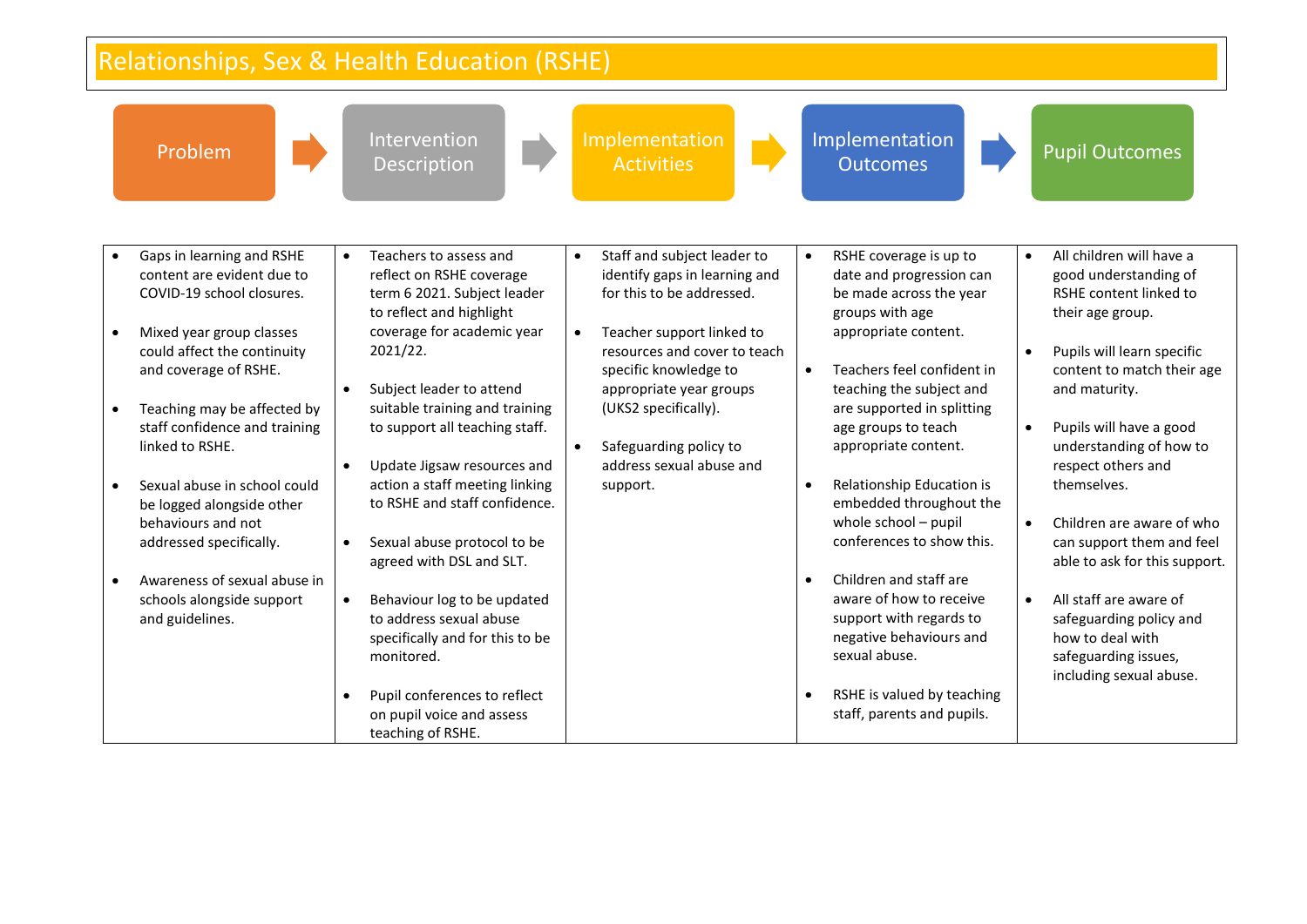# Relationships, Sex & Health Education (RSHE)

| Problem | Intervention Description | Implementation Activities | Implementation Outcomes | Pupil Outcomes |
|---|---|---|---|---|
| • Gaps in learning and RSHE content are evident due to COVID-19 school closures.<br><br>• Mixed year group classes could affect the continuity and coverage of RSHE.<br><br>• Teaching may be affected by staff confidence and training linked to RSHE.<br><br>• Sexual abuse in school could be logged alongside other behaviours and not addressed specifically.<br><br>• Awareness of sexual abuse in schools alongside support and guidelines. | • Teachers to assess and reflect on RSHE coverage term 6 2021. Subject leader to reflect and highlight coverage for academic year 2021/22.<br><br>• Subject leader to attend suitable training and training to support all teaching staff.<br><br>• Update Jigsaw resources and action a staff meeting linking to RSHE and staff confidence.<br><br>• Sexual abuse protocol to be agreed with DSL and SLT.<br><br>• Behaviour log to be updated to address sexual abuse specifically and for this to be monitored.<br><br>• Pupil conferences to reflect on pupil voice and assess teaching of RSHE. | • Staff and subject leader to identify gaps in learning and for this to be addressed.<br><br>• Teacher support linked to resources and cover to teach specific knowledge to appropriate year groups (UKS2 specifically).<br><br>• Safeguarding policy to address sexual abuse and support. | • RSHE coverage is up to date and progression can be made across the year groups with age appropriate content.<br><br>• Teachers feel confident in teaching the subject and are supported in splitting age groups to teach appropriate content.<br><br>• Relationship Education is embedded throughout the whole school – pupil conferences to show this.<br><br>• Children and staff are aware of how to receive support with regards to negative behaviours and sexual abuse.<br><br>• RSHE is valued by teaching staff, parents and pupils. | • All children will have a good understanding of RSHE content linked to their age group.<br><br>• Pupils will learn specific content to match their age and maturity.<br><br>• Pupils will have a good understanding of how to respect others and themselves.<br><br>• Children are aware of who can support them and feel able to ask for this support.<br><br>• All staff are aware of safeguarding policy and how to deal with safeguarding issues, including sexual abuse. |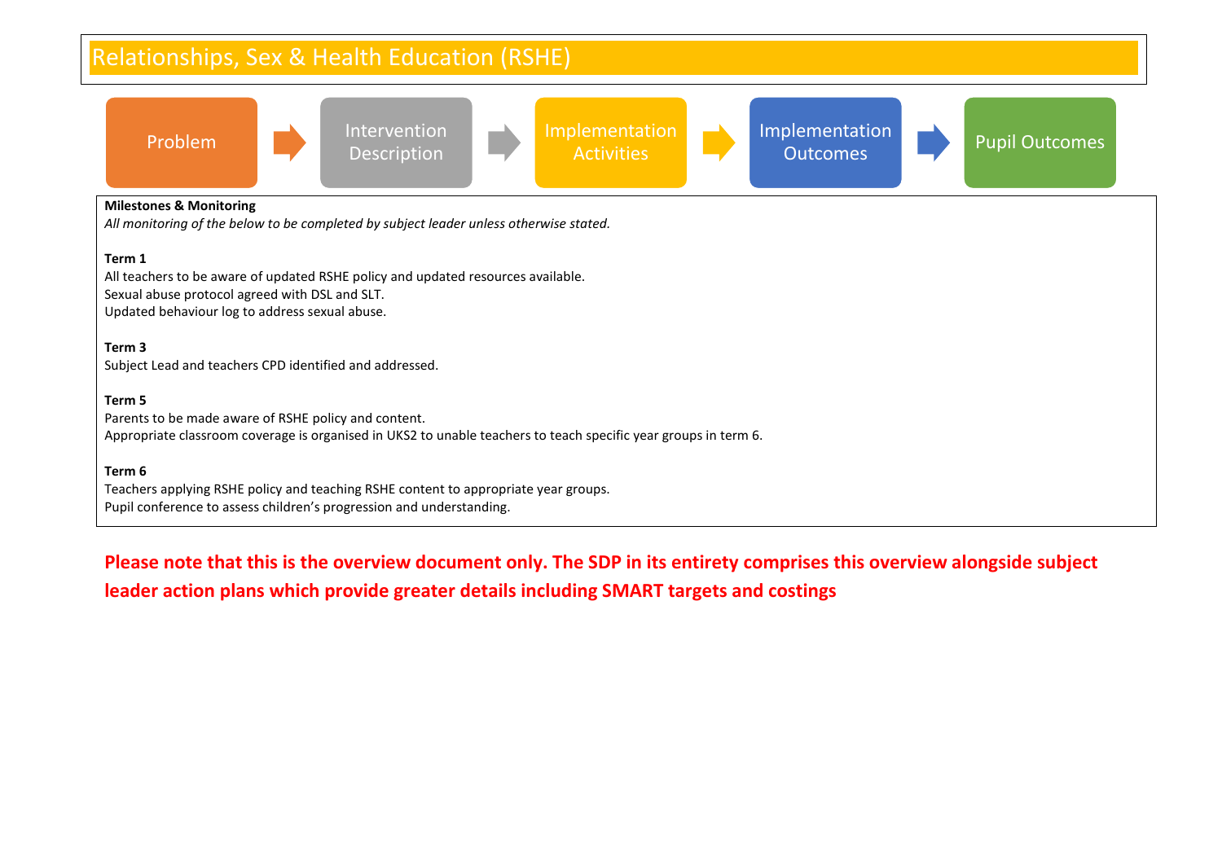# Relationships, Sex & Health Education (RSHE)

Problem → Intervention Description → Implementation Activities → Implementation Outcomes → Pupil Outcomes

**Milestones & Monitoring**

*All monitoring of the below to be completed by subject leader unless otherwise stated.*

**Term 1**

All teachers to be aware of updated RSHE policy and updated resources available.
Sexual abuse protocol agreed with DSL and SLT.
Updated behaviour log to address sexual abuse.

**Term 3**

Subject Lead and teachers CPD identified and addressed.

**Term 5**

Parents to be made aware of RSHE policy and content.
Appropriate classroom coverage is organised in UKS2 to unable teachers to teach specific year groups in term 6.

**Term 6**

Teachers applying RSHE policy and teaching RSHE content to appropriate year groups.
Pupil conference to assess children's progression and understanding.

**Please note that this is the overview document only. The SDP in its entirety comprises this overview alongside subject leader action plans which provide greater details including SMART targets and costings**